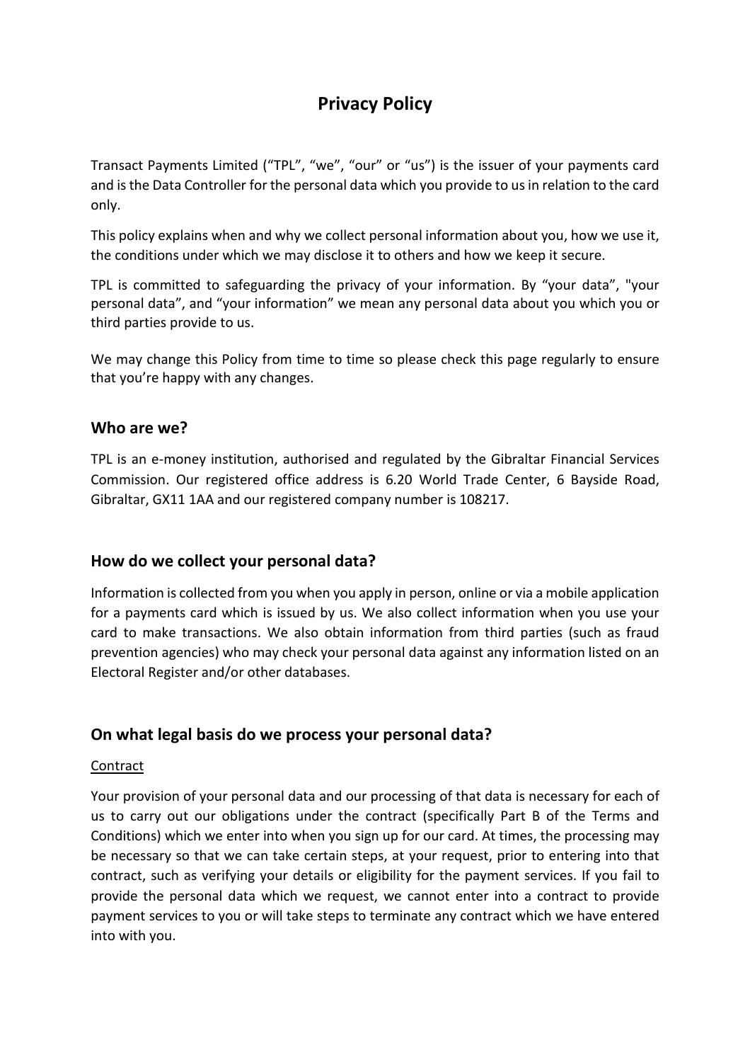# Privacy Policy

Transact Payments Limited ("TPL", "we", "our" or "us") is the issuer of your payments card and is the Data Controller for the personal data which you provide to us in relation to the card only.

This policy explains when and why we collect personal information about you, how we use it, the conditions under which we may disclose it to others and how we keep it secure.

TPL is committed to safeguarding the privacy of your information. By "your data", "your personal data", and "your information" we mean any personal data about you which you or third parties provide to us.

We may change this Policy from time to time so please check this page regularly to ensure that you're happy with any changes.

## Who are we?

TPL is an e-money institution, authorised and regulated by the Gibraltar Financial Services Commission. Our registered office address is 6.20 World Trade Center, 6 Bayside Road, Gibraltar, GX11 1AA and our registered company number is 108217.

## How do we collect your personal data?

Information is collected from you when you apply in person, online or via a mobile application for a payments card which is issued by us. We also collect information when you use your card to make transactions. We also obtain information from third parties (such as fraud prevention agencies) who may check your personal data against any information listed on an Electoral Register and/or other databases.

## On what legal basis do we process your personal data?

<u>Contract</u>

Your provision of your personal data and our processing of that data is necessary for each of us to carry out our obligations under the contract (specifically Part B of the Terms and Conditions) which we enter into when you sign up for our card. At times, the processing may be necessary so that we can take certain steps, at your request, prior to entering into that contract, such as verifying your details or eligibility for the payment services. If you fail to provide the personal data which we request, we cannot enter into a contract to provide payment services to you or will take steps to terminate any contract which we have entered into with you.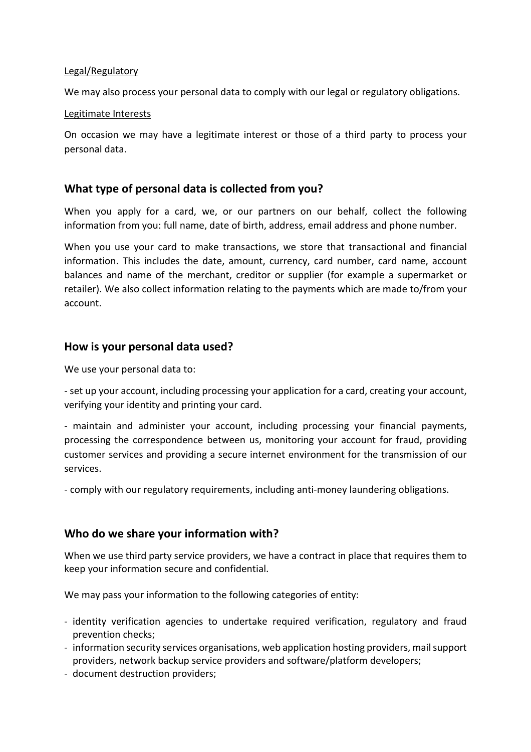Legal/Regulatory

We may also process your personal data to comply with our legal or regulatory obligations.

Legitimate Interests

On occasion we may have a legitimate interest or those of a third party to process your personal data.

## What type of personal data is collected from you?

When you apply for a card, we, or our partners on our behalf, collect the following information from you: full name, date of birth, address, email address and phone number.

When you use your card to make transactions, we store that transactional and financial information. This includes the date, amount, currency, card number, card name, account balances and name of the merchant, creditor or supplier (for example a supermarket or retailer). We also collect information relating to the payments which are made to/from your account.

## How is your personal data used?

We use your personal data to:

- set up your account, including processing your application for a card, creating your account, verifying your identity and printing your card.

- maintain and administer your account, including processing your financial payments, processing the correspondence between us, monitoring your account for fraud, providing customer services and providing a secure internet environment for the transmission of our services.

- comply with our regulatory requirements, including anti-money laundering obligations.

## Who do we share your information with?

When we use third party service providers, we have a contract in place that requires them to keep your information secure and confidential.

We may pass your information to the following categories of entity:

- identity verification agencies to undertake required verification, regulatory and fraud prevention checks;
- information security services organisations, web application hosting providers, mail support providers, network backup service providers and software/platform developers;
- document destruction providers;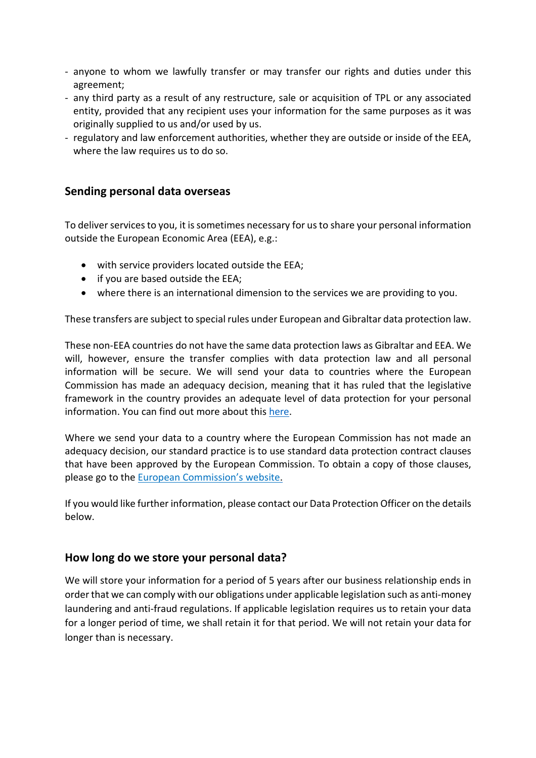- anyone to whom we lawfully transfer or may transfer our rights and duties under this agreement;
- any third party as a result of any restructure, sale or acquisition of TPL or any associated entity, provided that any recipient uses your information for the same purposes as it was originally supplied to us and/or used by us.
- regulatory and law enforcement authorities, whether they are outside or inside of the EEA, where the law requires us to do so.

## Sending personal data overseas

To deliver services to you, it is sometimes necessary for us to share your personal information outside the European Economic Area (EEA), e.g.:

- with service providers located outside the EEA;
- if you are based outside the EEA;
- where there is an international dimension to the services we are providing to you.

These transfers are subject to special rules under European and Gibraltar data protection law.

These non-EEA countries do not have the same data protection laws as Gibraltar and EEA. We will, however, ensure the transfer complies with data protection law and all personal information will be secure. We will send your data to countries where the European Commission has made an adequacy decision, meaning that it has ruled that the legislative framework in the country provides an adequate level of data protection for your personal information. You can find out more about this here.

Where we send your data to a country where the European Commission has not made an adequacy decision, our standard practice is to use standard data protection contract clauses that have been approved by the European Commission. To obtain a copy of those clauses, please go to the European Commission's website.

If you would like further information, please contact our Data Protection Officer on the details below.

## How long do we store your personal data?

We will store your information for a period of 5 years after our business relationship ends in order that we can comply with our obligations under applicable legislation such as anti-money laundering and anti-fraud regulations. If applicable legislation requires us to retain your data for a longer period of time, we shall retain it for that period. We will not retain your data for longer than is necessary.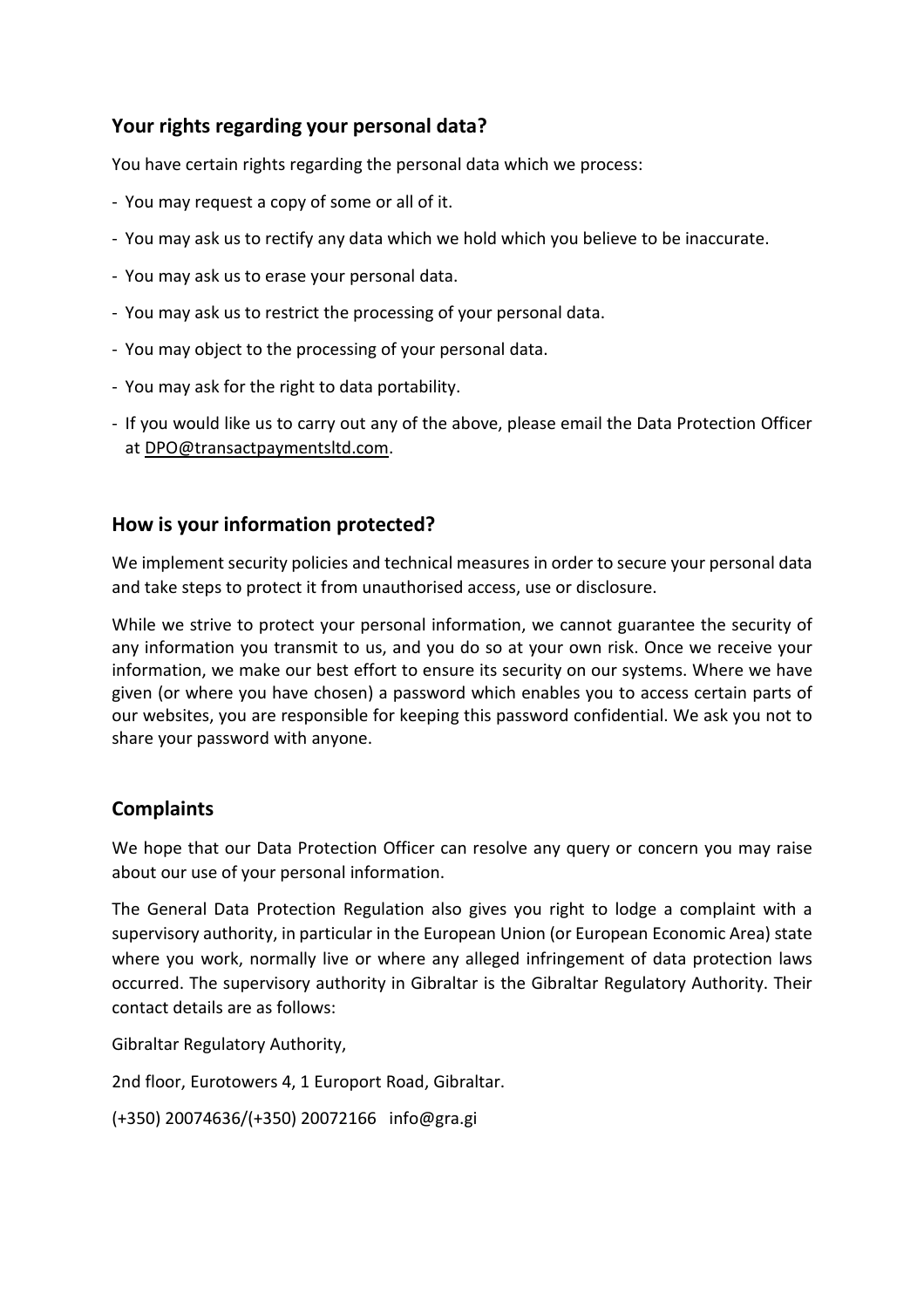## Your rights regarding your personal data?

You have certain rights regarding the personal data which we process:

- You may request a copy of some or all of it.
- You may ask us to rectify any data which we hold which you believe to be inaccurate.
- You may ask us to erase your personal data.
- You may ask us to restrict the processing of your personal data.
- You may object to the processing of your personal data.
- You may ask for the right to data portability.
- If you would like us to carry out any of the above, please email the Data Protection Officer at DPO@transactpaymentsltd.com.

## How is your information protected?

We implement security policies and technical measures in order to secure your personal data and take steps to protect it from unauthorised access, use or disclosure.

While we strive to protect your personal information, we cannot guarantee the security of any information you transmit to us, and you do so at your own risk. Once we receive your information, we make our best effort to ensure its security on our systems. Where we have given (or where you have chosen) a password which enables you to access certain parts of our websites, you are responsible for keeping this password confidential. We ask you not to share your password with anyone.

## Complaints

We hope that our Data Protection Officer can resolve any query or concern you may raise about our use of your personal information.

The General Data Protection Regulation also gives you right to lodge a complaint with a supervisory authority, in particular in the European Union (or European Economic Area) state where you work, normally live or where any alleged infringement of data protection laws occurred. The supervisory authority in Gibraltar is the Gibraltar Regulatory Authority. Their contact details are as follows:

Gibraltar Regulatory Authority,

2nd floor, Eurotowers 4, 1 Europort Road, Gibraltar.

(+350) 20074636/(+350) 20072166 info@gra.gi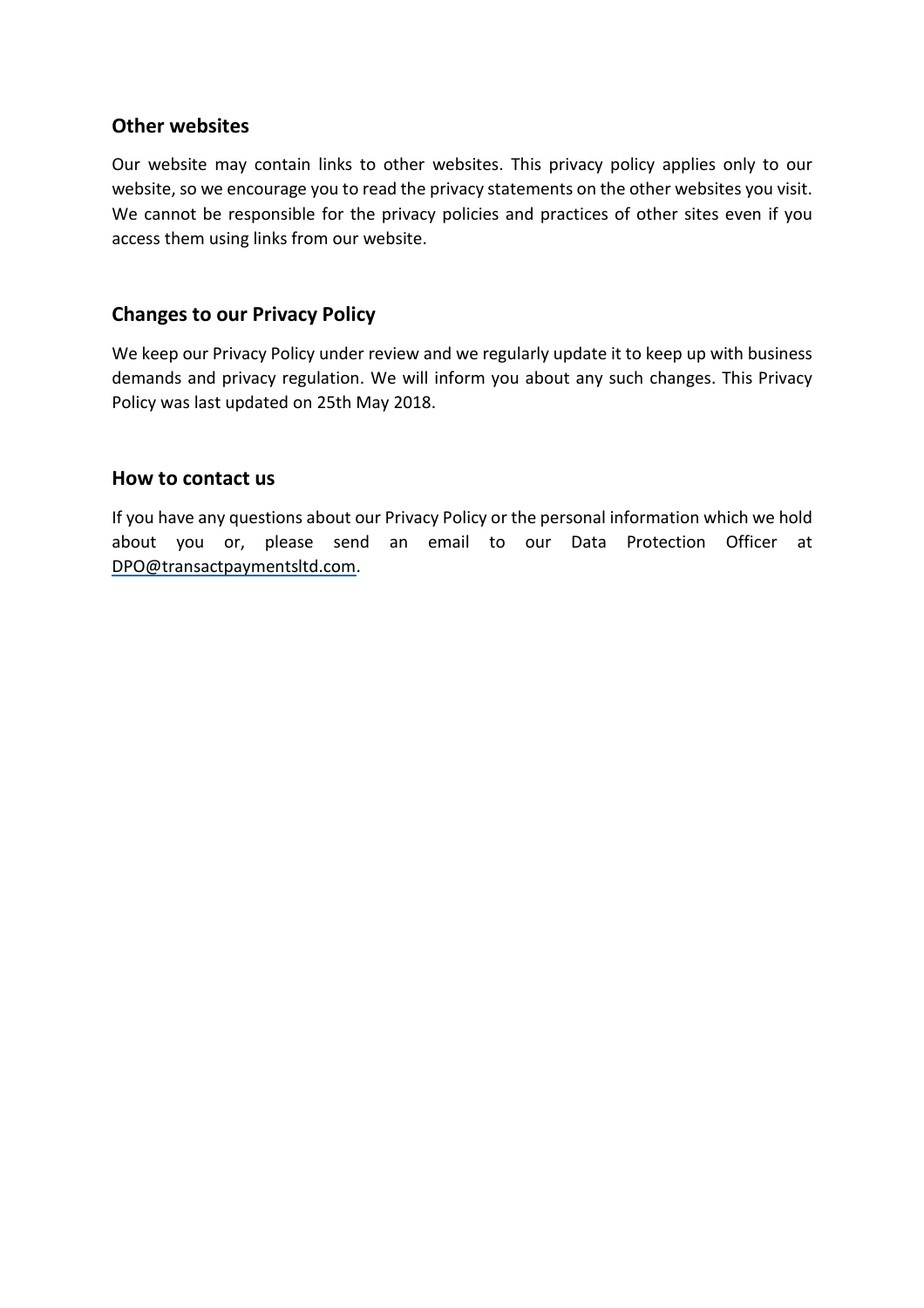## Other websites

Our website may contain links to other websites. This privacy policy applies only to our website, so we encourage you to read the privacy statements on the other websites you visit. We cannot be responsible for the privacy policies and practices of other sites even if you access them using links from our website.

## Changes to our Privacy Policy

We keep our Privacy Policy under review and we regularly update it to keep up with business demands and privacy regulation. We will inform you about any such changes. This Privacy Policy was last updated on 25th May 2018.

## How to contact us

If you have any questions about our Privacy Policy or the personal information which we hold about you or, please send an email to our Data Protection Officer at DPO@transactpaymentsltd.com.